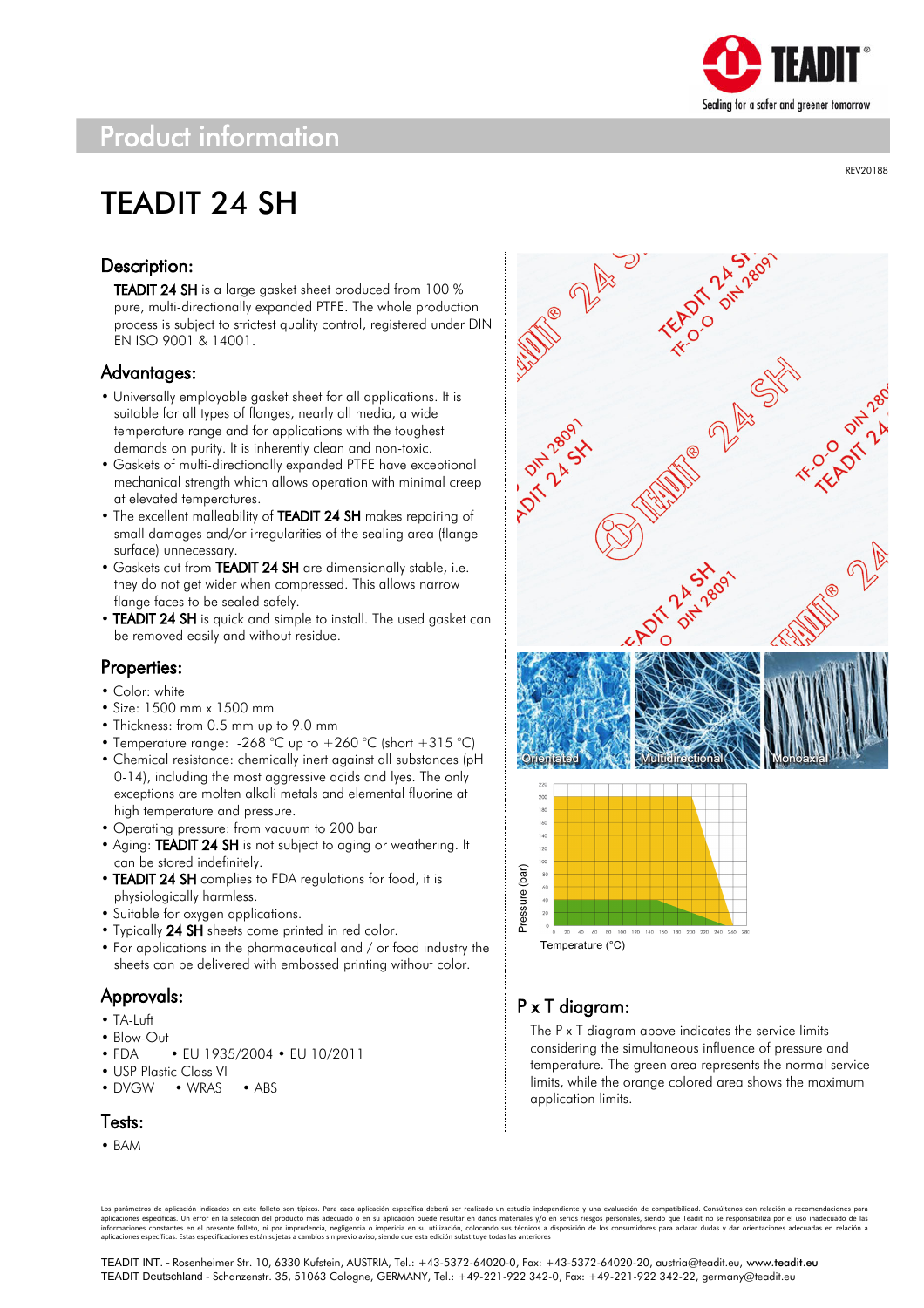# Product information

REV20188

# TEADIT 24 SH

## Description:

**TEADIT 24 SH** is a large gasket sheet produced from 100 % pure, multi-directionally expanded PTFE. The whole production process is subject to strictest quality control, registered under DIN EN ISO 9001 & 14001.

## Advantages:

- Universally employable gasket sheet for all applications. It is suitable for all types of flanges, nearly all media, a wide temperature range and for applications with the toughest demands on purity. It is inherently clean and non-toxic.
- Gaskets of multi-directionally expanded PTFE have exceptional mechanical strength which allows operation with minimal creep at elevated temperatures.
- The excellent malleability of **TEADIT 24 SH** makes repairing of small damages and/or irregularities of the sealing area (flange surface) unnecessary.
- Gaskets cut from **TEADIT 24 SH** are dimensionally stable, i.e. they do not get wider when compressed. This allows narrow flange faces to be sealed safely.
- **TEADIT 24 SH** is quick and simple to install. The used gasket can be removed easily and without residue.

## Properties:

- Color: white
- Size: 1500 mm x 1500 mm
- Thickness: from 0.5 mm up to 9.0 mm
- Temperature range: -268 °C up to +260 °C (short +315 °C)
- Chemical resistance: chemically inert against all substances (pH 0-14), including the most aggressive acids and lyes. The only exceptions are molten alkali metals and elemental fluorine at high temperature and pressure.
- Operating pressure: from vacuum to 200 bar
- Aging: **TEADIT 24 SH** is not subject to aging or weathering. It can be stored indefinitely.
- **TEADIT 24 SH** complies to FDA regulations for food, it is physiologically harmless.
- Suitable for oxygen applications.
- Typically **24 SH** sheets come printed in red color.
- For applications in the pharmaceutical and / or food industry the sheets can be delivered with embossed printing without color.

## Approvals:

- TA-Luft
- Blow-Out
- FDA • EU 1935/2004 • EU 10/2011
- USP Plastic Class VI
- DVGW • WRAS • ABS

## Tests:

- BAM

Orientated | Multidirectional | Monoaxial

Pressure (bar)

Temperature (°C)

## P x T diagram:

The P x T diagram above indicates the service limits considering the simultaneous influence of pressure and temperature. The green area represents the normal service limits, while the orange colored area shows the maximum application limits.

Los parámetros de aplicación indicados en este folleto son típicos. Para cada aplicación específica deberá ser realizado un estudio independiente y una evaluación de compatibilidad. Consúltenos con relación a recomendaciones para aplicaciones específicas. Un error en la selección del producto más adecuado o en su aplicación puede resultar en daños materiales y/o en serios riesgos personales, siendo que Teadit no se responsabiliza por el uso inadecuado de las informaciones constantes en el presente folleto, ni por imprudencia, negligencia o impericia en su utilización, colocando sus técnicos a disposición de los consumidores para aclarar dudas y dar orientaciones adecuadas en relación a aplicaciones específicas. Estas especificaciones están sujetas a cambios sin previo aviso, siendo que esta edición substituye todas las anteriores

TEADIT INT. - Rosenheimer Str. 10, 6330 Kufstein, AUSTRIA, Tel.: +43-5372-64020-0, Fax: +43-5372-64020-20, austria@teadit.eu, www.teadit.eu
TEADIT Deutschland - Schanzenstr. 35, 51063 Cologne, GERMANY, Tel.: +49-221-922 342-0, Fax: +49-221-922 342-22, germany@teadit.eu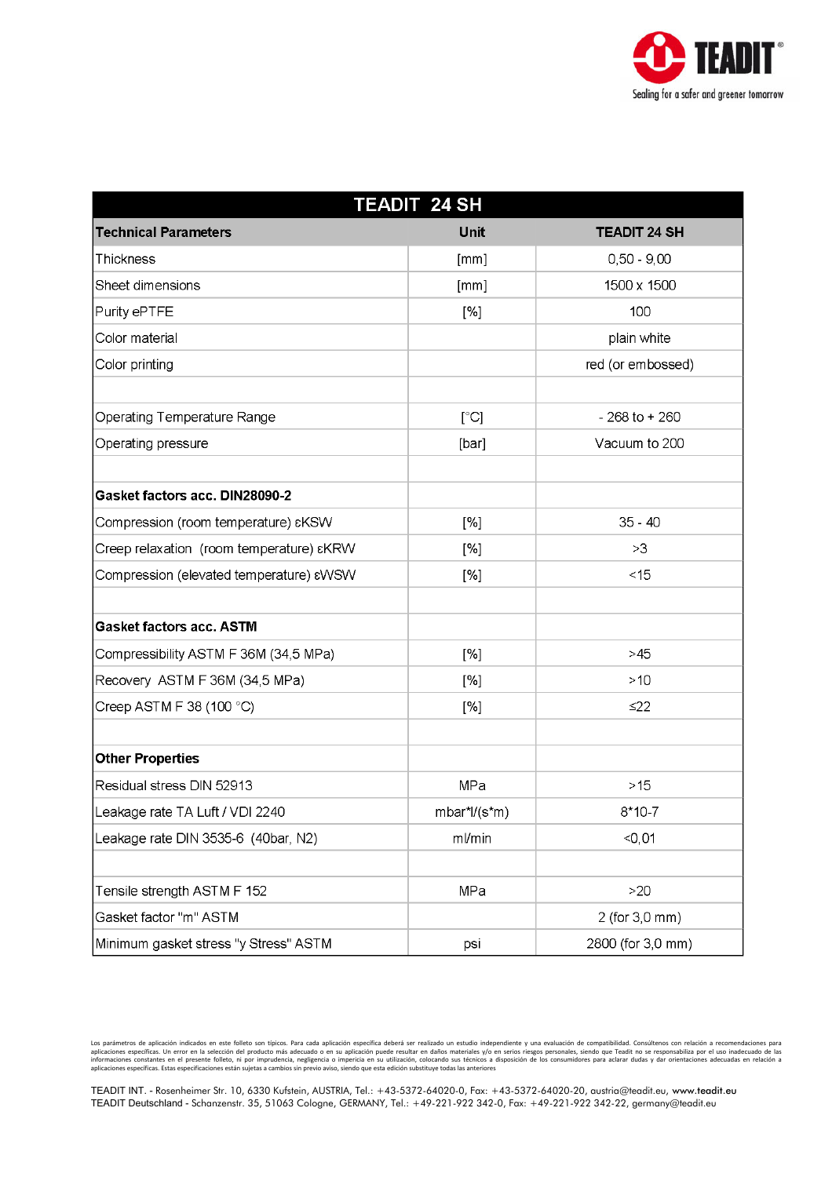Sealing for a safer and greener tomorrow

| TEADIT 24 SH | | |
|---|---|---|
| **Technical Parameters** | **Unit** | **TEADIT 24 SH** |
| Thickness | [mm] | 0,50 - 9,00 |
| Sheet dimensions | [mm] | 1500 x 1500 |
| Purity ePTFE | [%] | 100 |
| Color material | | plain white |
| Color printing | | red (or embossed) |
| | | |
| Operating Temperature Range | [°C] | - 268 to + 260 |
| Operating pressure | [bar] | Vacuum to 200 |
| | | |
| **Gasket factors acc. DIN28090-2** | | |
| Compression (room temperature) εKSW | [%] | 35 - 40 |
| Creep relaxation (room temperature) εKRW | [%] | >3 |
| Compression (elevated temperature) εWSW | [%] | <15 |
| | | |
| **Gasket factors acc. ASTM** | | |
| Compressibility ASTM F 36M (34,5 MPa) | [%] | >45 |
| Recovery ASTM F 36M (34,5 MPa) | [%] | >10 |
| Creep ASTM F 38 (100 °C) | [%] | ≤22 |
| | | |
| **Other Properties** | | |
| Residual stress DIN 52913 | MPa | >15 |
| Leakage rate TA Luft / VDI 2240 | mbar*l/(s*m) | 8*10-7 |
| Leakage rate DIN 3535-6 (40bar, N2) | ml/min | <0,01 |
| | | |
| Tensile strength ASTM F 152 | MPa | >20 |
| Gasket factor "m" ASTM | | 2 (for 3,0 mm) |
| Minimum gasket stress "y Stress" ASTM | psi | 2800 (for 3,0 mm) |

Los parámetros de aplicación indicados en este folleto son típicos. Para cada aplicación específica deberá ser realizado un estudio independiente y una evaluación de compatibilidad. Consúltenos con relación a recomendaciones para aplicaciones específicas. Un error en la selección del producto más adecuado o en su aplicación puede resultar en daños materiales y/o en serios riesgos personales, siendo que Teadit no se responsabiliza por el uso inadecuado de las informaciones constantes en el presente folleto, ni por imprudencia, negligencia o impericia en su utilización, colocando sus técnicos a disposición de los consumidores para aclarar dudas y dar orientaciones adecuadas en relación a aplicaciones específicas. Estas especificaciones están sujetas a cambios sin previo aviso, siendo que esta edición substituye todas las anteriores

TEADIT INT. - Rosenheimer Str. 10, 6330 Kufstein, AUSTRIA, Tel.: +43-5372-64020-0, Fax: +43-5372-64020-20, austria@teadit.eu, www.teadit.eu
TEADIT Deutschland - Schanzenstr. 35, 51063 Cologne, GERMANY, Tel.: +49-221-922 342-0, Fax: +49-221-922 342-22, germany@teadit.eu